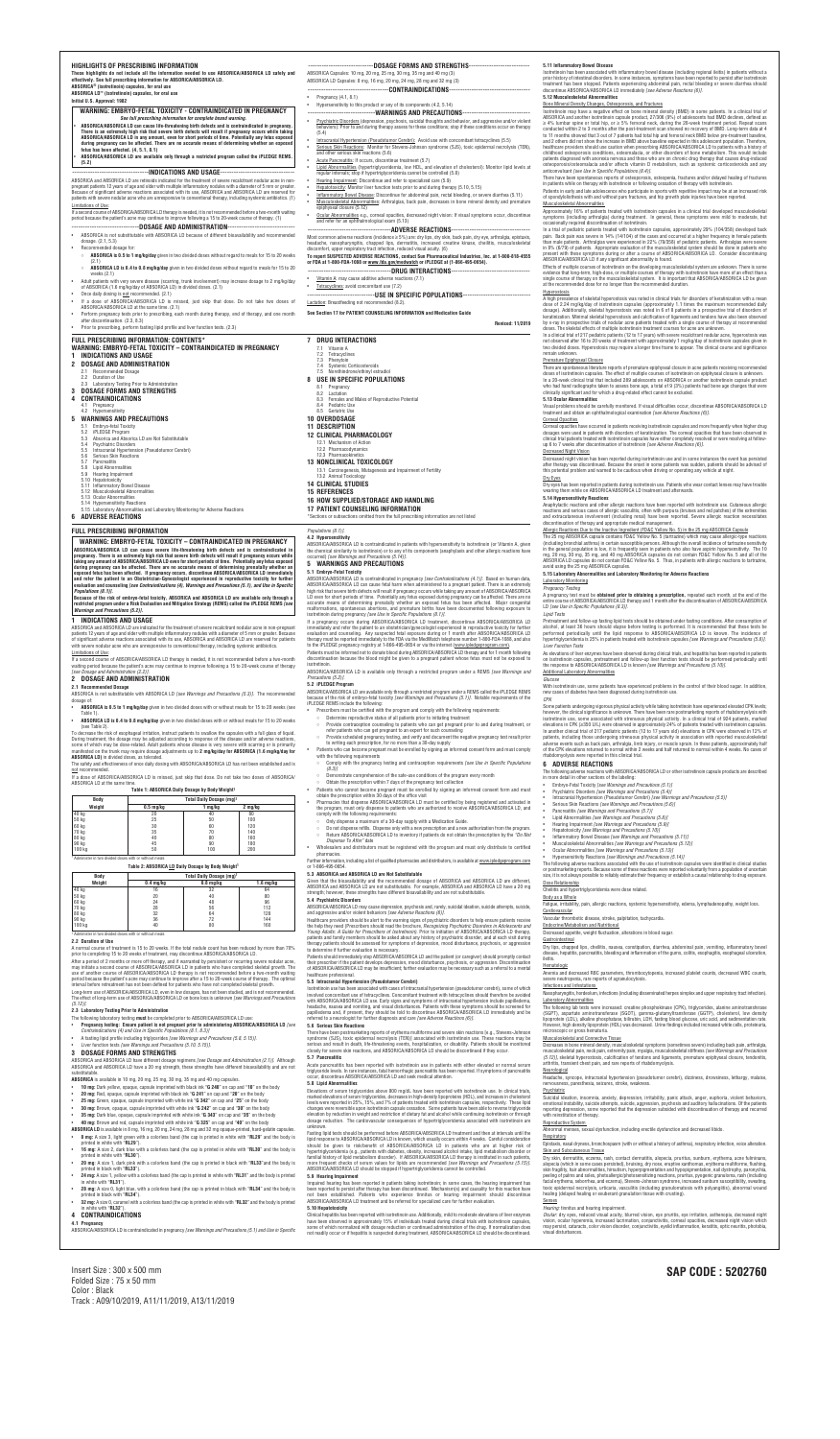# HIGHLIGHTS OF PRESCRIBING INFORMATION

**These highlights do not include all the information needed to use ABSORICA/ABSORICA LD safely and effectively. See full prescribing information for ABSORICA/ABSORICA LD.**

**ABSORICA® (isotretinoin) capsules, for oral use**
**ABSORICA LD™ (isotretinoin) capsules, for oral use**
**Initial U.S. Approval: 1982**

**WARNING: EMBRYO-FETAL TOXICITY - CONTRAINDICATED IN PREGNANCY**
*See full prescribing information for complete boxed warning.*

- **ABSORICA/ABSORICA LD can cause life-threatening birth defects and is contraindicated in pregnancy. There is an extremely high risk that severe birth defects will result if pregnancy occurs while taking ABSORICA/ABSORICA LD in any amount, even for short periods of time. Potentially any fetus exposed during pregnancy can be affected. There are no accurate means of determining whether an exposed fetus has been affected. (4.1, 5.1, 8.1)**
- **ABSORICA/ABSORICA LD are available only through a restricted program called the iPLEDGE REMS. (5.2)**

---INDICATIONS AND USAGE---

ABSORICA and ABSORICA LD are retinoids indicated for the treatment of severe recalcitrant nodular acne in non-pregnant patients 12 years of age and older with multiple inflammatory nodules with a diameter of 5 mm or greater. Because of significant adverse reactions associated with its use, ABSORICA and ABSORICA LD are reserved for patients with severe nodular acne who are unresponsive to conventional therapy, including systemic antibiotics. (1)

Limitations of Use:
If a second course of ABSORICA/ABSORICA LD therapy is needed, it is not recommended before a two-month waiting period because the patient's acne may continue to improve following a 15 to 20-week course of therapy. (1)

---DOSAGE AND ADMINISTRATION---

- ABSORICA is not substitutable with ABSORICA LD because of different bioavailability and recommended dosage. (2.1, 5.3)
- Recommended dosage for:
  - **ABSORICA is 0.5 to 1 mg/kg/day** given in two divided doses with or without regard to meals for 15 to 20 weeks (2.1)
  - **ABSORICA LD is 0.4 to 0.8 mg/kg/day** given in two divided doses without regard to meals for 15 to 20 weeks (2.1)
- Adult patients with very severe disease (scarring, trunk involvement) may increase dosage to 2 mg/kg/day of ABSORICA (1.6 mg/kg/day of ABSORICA LD) in divided doses. (2.1)
- Once daily dosing is not recommended. (2.1)
- If a dose of ABSORICA/ABSORICA LD is missed, just skip that dose. Do not take two doses of ABSORICA/ABSORICA LD at the same time. (2.1)
- Perform pregnancy tests prior to prescribing, each month during therapy, end of therapy, and one month after discontinuation. (2.3, 8.3)
- Prior to prescribing, perform fasting lipid profile and liver function tests. (2.3)

---DOSAGE FORMS AND STRENGTHS---

ABSORICA Capsules: 10 mg, 20 mg, 25 mg, 30 mg, 35 mg and 40 mg (3)
ABSORICA LD Capsules: 8 mg, 16 mg, 20 mg, 24 mg, 28 mg and 32 mg (3)

---CONTRAINDICATIONS---

- Pregnancy (4.1, 8.1)
- Hypersensitivity to this product or any of its components (4.2, 5.14)

---WARNINGS AND PRECAUTIONS---

- Psychiatric Disorders (depression, psychosis, suicidal thoughts and behavior, and aggressive and/or violent behaviors): Prior to and during therapy assess for these conditions; stop if these conditions occur on therapy (5.4)
- Intracranial Hypertension (Pseudotumor Cerebri): Avoid use with concomitant tetracyclines (5.5)
- Serious Skin Reactions: Monitor for Stevens-Johnson syndrome (SJS), toxic epidermal necrolysis (TEN), and other serious skin reactions (5.6)
- Acute Pancreatitis: If occurs, discontinue treatment (5.7)
- Lipid Abnormalities (hypertriglyceridemia, low HDL, elevation of cholesterol): Monitor lipid levels at regular intervals. Stop if hypertriglyceridemia cannot be controlled (5.8)
- Hearing Impairment: Discontinue and refer to specialized care (5.9)
- Hepatotoxicity: Monitor liver function tests prior to and during therapy (5.10, 5.15)
- Inflammatory Bowel Disease: Discontinue for abdominal pain, rectal bleeding, or severe diarrhea (5.11)
- Musculoskeletal Abnormalities: Arthralgias, back pain, decreases in bone mineral density and premature epiphyseal closure (5.12)
- Ocular Abnormalities e.g., corneal opacities, decreased night vision: If visual symptoms occur, discontinue and refer for an ophthalmological exam (5.13)

---ADVERSE REACTIONS---

Most common adverse reactions (incidence ≥ 5%) are dry lips, dry skin, back pain, dry eye, arthralgia, epistaxis, headache, nasopharyngitis, chapped lips, dermatitis, increased creatine kinase, cheilitis, musculoskeletal discomfort, upper respiratory tract infection, reduced visual acuity. (6)

**To report SUSPECTED ADVERSE REACTIONS, contact Sun Pharmaceutical Industries, Inc. at 1-800-818-4555 or FDA at 1-800-FDA-1088 or www.fda.gov/medwatch or iPLEDGE at 1-866-495-0654.**

---DRUG INTERACTIONS---

- Vitamin A: may cause additive adverse reactions (7.1)
- Tetracyclines: avoid concomitant use (7.2)

---USE IN SPECIFIC POPULATIONS---

Lactation: Breastfeeding not recommended (8.2).

**See 17 for PATIENT COUNSELING INFORMATION and Medication Guide**

**Revised: 11/2019**

## FULL PRESCRIBING INFORMATION: CONTENTS*

**WARNING: EMBRYO-FETAL TOXICITY – CONTRAINDICATED IN PREGNANCY**
**1 INDICATIONS AND USAGE**
**2 DOSAGE AND ADMINISTRATION**
- 2.1 Recommended Dosage
- 2.2 Duration of Use
- 2.3 Laboratory Testing Prior to Administration

**3 DOSAGE FORMS AND STRENGTHS**
**4 CONTRAINDICATIONS**
- 4.1 Pregnancy
- 4.2 Hypersensitivity

**5 WARNINGS AND PRECAUTIONS**
- 5.1 Embryo-fetal Toxicity
- 5.2 iPLEDGE Program
- 5.3 Absorica and Absorica LD are Not Substitutable
- 5.4 Psychiatric Disorders
- 5.5 Intracranial Hypertension (Pseudotumor Cerebri)
- 5.6 Serious Skin Reactions
- 5.7 Pancreatitis
- 5.8 Lipid Abnormalities
- 5.9 Hearing Impairment
- 5.10 Hepatotoxicity
- 5.11 Inflammatory Bowel Disease
- 5.12 Musculoskeletal Abnormalities
- 5.13 Ocular Abnormalities
- 5.14 Hypersensitivity Reactions
- 5.15 Laboratory Abnormalities and Laboratory Monitoring for Adverse Reactions

**6 ADVERSE REACTIONS**
**7 DRUG INTERACTIONS**
- 7.1 Vitamin A
- 7.2 Tetracyclines
- 7.3 Phenytoin
- 7.4 Systemic Corticosteroids
- 7.5 Norethindrone/ethinyl estradiol

**8 USE IN SPECIFIC POPULATIONS**
- 8.1 Pregnancy
- 8.2 Lactation
- 8.3 Females and Males of Reproductive Potential
- 8.4 Pediatric Use
- 8.5 Geriatric Use

**10 OVERDOSAGE**
**11 DESCRIPTION**
**12 CLINICAL PHARMACOLOGY**
- 12.1 Mechanism of Action
- 12.2 Pharmacodynamics
- 12.3 Pharmacokinetics

**13 NONCLINICAL TOXICOLOGY**
- 13.1 Carcinogenesis, Mutagenesis and Impairment of Fertility
- 13.2 Animal Toxicology

**14 CLINICAL STUDIES**
**15 REFERENCES**
**16 HOW SUPPLIED/STORAGE AND HANDLING**
**17 PATIENT COUNSELING INFORMATION**

*Sections or subsections omitted from the full prescribing information are not listed

## FULL PRESCRIBING INFORMATION

**WARNING: EMBRYO-FETAL TOXICITY – CONTRAINDICATED IN PREGNANCY**

**ABSORICA/ABSORICA LD can cause severe life-threatening birth defects and is contraindicated in pregnancy. There is an extremely high risk that severe birth defects will result if pregnancy occurs while taking any amount of ABSORICA/ABSORICA LD even for short periods of time. Potentially any fetus exposed during pregnancy can be affected. There are no accurate means of determining whether an exposed fetus has been affected. If pregnancy occurs, discontinue ABSORICA/ABSORICA LD immediately and refer the patient to an Obstetrician-Gynecologist experienced in reproductive toxicity for further evaluation and counseling** *[see Contraindications (4), Warnings and Precautions (5.1), and Use in Specific Populations (8.1)]*.

**Because of the risk of embryo-fetal toxicity, ABSORICA and ABSORICA LD are available only through a restricted program under a Risk Evaluation and Mitigation Strategy (REMS) called the iPLEDGE REMS** *[see Warnings and Precautions (5.2)]*.

## 1 INDICATIONS AND USAGE

ABSORICA and ABSORICA LD are indicated for the treatment of severe recalcitrant nodular acne in non-pregnant patients 12 years of age and older with multiple inflammatory nodules with a diameter of 5 mm or greater. Because of significant adverse reactions associated with its use, ABSORICA and ABSORICA LD are reserved for patients with severe nodular acne who are unresponsive to conventional therapy, including systemic antibiotics.

Limitations of Use
If a second course of ABSORICA/ABSORICA LD therapy is needed, it is not recommended before a two-month waiting period because the patient's acne may continue to improve following a 15 to 20-week course of therapy *[see Dosage and Administration (2.2)]*.

## 2 DOSAGE AND ADMINISTRATION

### 2.1 Recommended Dosage

ABSORICA is not substitutable with ABSORICA LD *[see Warnings and Precautions (5.3)]*. The recommended dosage of:
- **ABSORICA is 0.5 to 1 mg/kg/day** given in two divided doses with or without meals for 15 to 20 weeks (see Table 1).
- **ABSORICA LD is 0.4 to 0.8 mg/kg/day** given in two divided doses with or without meals for 15 to 20 weeks (see Table 2).

To decrease the risk of esophageal irritation, instruct patients to swallow the capsules with a full glass of liquid. During treatment, the dosage may be adjusted according to response of the disease and/or adverse reactions, some of which may be dose-related. Adult patients whose disease is very severe with scarring or is primarily manifested on the trunk may require dosage adjustments up to **2 mg/kg/day for ABSORICA (1.6 mg/kg/day for ABSORICA LD)** in divided doses, as tolerated.

The safety of once daily dosing with ABSORICA/ABSORICA LD has not been established and is not recommended.

If a dose of ABSORICA/ABSORICA LD is missed, just skip that dose. Do not take two doses of ABSORICA/ABSORICA LD at the same time.

**Table 1: ABSORICA Daily Dosage by Body Weight***

| Body Weight | Total Daily Dosage (mg)* | | |
|---|---|---|---|
| | 0.5 mg/kg | 1 mg/kg | 2 mg/kg |
| 40 kg | 20 | 40 | 80 |
| 50 kg | 25 | 50 | 100 |
| 60 kg | 30 | 60 | 120 |
| 70 kg | 35 | 70 | 140 |
| 80 kg | 40 | 80 | 160 |
| 90 kg | 45 | 90 | 180 |
| 100 kg | 50 | 100 | 200 |

* Administer in two divided doses with or without meals

**Table 2: ABSORICA LD Daily Dosage by Body Weight***

| Body Weight | Total Daily Dosage (mg)* | | |
|---|---|---|---|
| | 0.4 mg/kg | 0.8 mg/kg | 1.6 mg/kg |
| 40 kg | 16 | 32 | 64 |
| 50 kg | 20 | 40 | 80 |
| 60 kg | 24 | 48 | 96 |
| 70 kg | 28 | 56 | 112 |
| 80 kg | 32 | 64 | 128 |
| 90 kg | 36 | 72 | 144 |
| 100 kg | 40 | 80 | 160 |

* Administer in two divided doses with or without meals

### 2.2 Duration of Use

A normal course of treatment is 15 to 20 weeks. If the total nodule count has been reduced by more than 70% prior to completing 15 to 20 weeks of treatment, may discontinue ABSORICA/ABSORICA LD.

After a period of 2 months or more off therapy, and if warranted by persistent or recurring severe nodular acne, may initiate a second course of ABSORICA/ABSORICA LD in patients who have completed skeletal growth. The use of another course of ABSORICA/ABSORICA LD therapy is not recommended before a two-month waiting period because the patient's acne may continue to improve following a 15 to 20-week course of therapy. The optimal interval before retreatment has not been defined for patients who have not completed skeletal growth.

Long-term use of ABSORICA/ABSORICA LD, even in low doses, has not been studied, and is not recommended. The effect of long-term use of ABSORICA/ABSORICA LD on bone loss is unknown *[see Warnings and Precautions (5.12)]*.

### 2.3 Laboratory Testing Prior to Administration

The following laboratory testing **must** be completed prior to ABSORICA/ABSORICA LD use:
- **Pregnancy testing: Ensure patient is not pregnant prior to administering ABSORICA/ABSORICA LD** *[see Contraindications (4) and Use in Specific Populations (8.1, 8.3)]*
- A fasting lipid profile including triglycerides *[see Warnings and Precautions (5.8, 5.15)]*.
- Liver function tests *[see Warnings and Precautions (5.10, 5.15)]*.

## 3 DOSAGE FORMS AND STRENGTHS

ABSORICA and ABSORICA LD have different dosage regimens *[see Dosage and Administration (2.1)]*. Although ABSORICA and ABSORICA LD have a 20 mg strength, these strengths have different bioavailability and are not substitutable.

**ABSORICA** is available in 10 mg, 20 mg, 25 mg, 30 mg, 35 mg and 40 mg capsules.
- **10 mg:** Dark yellow, opaque, capsule imprinted with black ink **"G 240"** on cap and **"10"** on the body
- **20 mg:** Red, opaque, capsule imprinted with black ink **"G 241"** on cap and **"20"** on the body
- **25 mg:** Green, opaque, capsule imprinted with black ink **"G 343"** on cap and **"25"** on the body
- **30 mg:** Brown, opaque, capsule imprinted with white ink **"G 242"** on cap and **"30"** on the body
- **35 mg:** Dark blue, opaque, capsule imprinted with white ink **"G 344"** on cap and **"35"** on the body
- **40 mg:** Brown and red, capsule imprinted with white ink **"G 325"** on cap and **"40"** on the body

**ABSORICA LD** is available in 8 mg, 16 mg, 20 mg, 24 mg, 28 mg and 32 mg opaque-printed, hard-gelatin capsules.
- **8 mg:** A size 3, light green with a colorless band (the cap is printed in white with **"RL28"** and the body is printed in white with **"RL29"**)
- **16 mg:** A size 2, dark blue with a colorless band (the cap is printed in white with **"RL30"** and the body is printed in white with **"RL30"**)
- **20 mg:** A size 1, dark pink with a colorless band (the cap is printed in black with **"RL33"** and the body is printed in black with **"RL33"**)
- **24 mg:** A size 1, yellow with a colorless band (the cap is printed in white with **"RL31"** and the body is printed in white with **"RL31"**)
- **28 mg:** A size 0, light blue, with a colorless band (the cap is printed in white with **"RL34"** and the body is printed in black with **"RL34"**)
- **32 mg:** A size 0, caramel with a colorless band (the cap is printed in white with **"RL32"** and the body is printed in white with **"RL32"**)

## 4 CONTRAINDICATIONS

### 4.1 Pregnancy

ABSORICA/ABSORICA LD is contraindicated in pregnancy *[see Warnings and Precautions (5.1) and Use in Specific Populations (8.1)]*.

### 4.2 Hypersensitivity

ABSORICA/ABSORICA LD is contraindicated in patients with hypersensitivity to isotretinoin or Vitamin A, given the chemical similarity to isotretinoin, or to any of its components (anaphylaxis and other allergic reactions have occurred) *[see Warnings and Precautions (5.14)]*.

## 5 WARNINGS AND PRECAUTIONS

### 5.1 Embryo-Fetal Toxicity

ABSORICA/ABSORICA LD is contraindicated in pregnancy *[see Contraindications (4.1)]*. Based on human data, ABSORICA/ABSORICA LD can cause fetal harm when administered to a pregnant patient. There is an extremely high risk that severe birth defects will result if pregnancy occurs while taking any amount of ABSORICA/ABSORICA LD even for short periods of time. Potentially any fetus exposed during pregnancy can be affected. There are no accurate means of determining prenatally whether an exposed fetus has been affected. Major congenital malformations, spontaneous abortions, and premature births have been documented following exposure to isotretinoin during pregnancy *[see Use in Specific Populations (8.1)]*.

If a pregnancy occurs during ABSORICA/ABSORICA LD treatment, discontinue ABSORICA/ABSORICA LD immediately and refer the patient to an Obstetrician-Gynecologist experienced in reproductive toxicity for further evaluation and counseling. Any suspected fetal exposure during or 1 month after ABSORICA/ABSORICA LD therapy must be reported immediately to the FDA via the MedWatch telephone number 1-800-FDA-1088, and also to the iPLEDGE pregnancy registry at 1-866-495-0654 or via the internet (www.ipledgeprogram.com).

Patients must be informed not to donate blood during ABSORICA/ABSORICA LD therapy and for 1 month following discontinuation because the blood might be given to a pregnant patient whose fetus must not be exposed to isotretinoin.

ABSORICA/ABSORICA LD is available only through a restricted program under a REMS *[see Warnings and Precautions (5.2)]*.

### 5.2 iPLEDGE Program

ABSORICA/ABSORICA LD are available only through a restricted program under a REMS called the iPLEDGE REMS because of the risk of embryo-fetal toxicity *[see Warnings and Precautions (5.1)]*. Notable requirements of the iPLEDGE REMS include the following:
- Prescribers must be certified with the program and comply with the following requirements:
  - Determine reproductive status of all patients prior to initiating treatment
  - Provide contraception counseling to patients who can get pregnant prior to and during treatment, or refer patients who can get pregnant to an expert for such counseling
  - Provide scheduled pregnancy testing, and verify and document the negative pregnancy test result prior to writing each prescription, for no more than a 30-day supply
- Patients who can become pregnant must be enrolled by signing an informed consent form and must comply with the following requirements:
  - Comply with the pregnancy testing and contraception requirements *[see Use in Specific Populations (8.3)]*
  - Demonstrate comprehension of the safe-use conditions of the program every month
  - Obtain the prescription within 7 days of the pregnancy test collection
- Patients who cannot become pregnant must be enrolled by signing an informed consent form and must obtain the prescription within 30 days of the office visit
- Pharmacies that dispense ABSORICA/ABSORICA LD must be certified by being registered and activated in the program, must only dispense to patients who are authorized to receive ABSORICA/ABSORICA LD, and comply with the following requirements:
  - Only dispense a maximum of a 30-day supply with a Medication Guide.
  - Do not dispense refills. Dispense only with a new prescription and a new authorization from the program.
  - Return ABSORICA/ABSORICA LD to inventory if patients do not obtain the prescription by the "Do Not Dispense To After" date
- Wholesalers and distributors must be registered with the program and must only distribute to certified pharmacies.

Further information, including a list of qualified pharmacies and distributors, is available at www.ipledgeprogram.com or 1-866-495-0654.

### 5.3 ABSORICA and ABSORICA LD are Not Substitutable

Given that the bioavailability and the recommended dosages of ABSORICA and ABSORICA LD are different, ABSORICA and ABSORICA LD are not substitutable. For example, ABSORICA and ABSORICA LD have a 20 mg strength; however, these strengths have different bioavailability and are not substitutable.

### 5.4 Psychiatric Disorders

ABSORICA/ABSORICA LD may cause depression, psychosis and, rarely, suicidal ideation, suicide attempts, suicide, and aggressive and/or violent behaviors *[see Adverse Reactions (6)]*.

Healthcare providers should be alert to the warning signs of psychiatric disorders to help ensure patients receive the help they need. Prescribers should read the brochure, *Recognizing Psychiatric Disorders in Adolescents and Young Adults: A Guide for Prescribers of Isotretinoin*. Prior to initiation of ABSORICA/ABSORICA LD therapy, patients and family members should be asked about any history of psychiatric disorder, and at each visit during therapy patients should be assessed for symptoms of depression, mood disturbance, psychosis, or aggression to determine if further evaluation is necessary.

Patients should immediately stop ABSORICA/ABSORICA LD and the patient (or caregiver) should promptly contact their prescriber if the patient develops depression, mood disturbance, psychosis, or aggression. Discontinuation of ABSORICA/ABSORICA LD may be insufficient; further evaluation may be necessary such as referral to a mental healthcare professional.

### 5.5 Intracranial Hypertension (Pseudotumor Cerebri)

Isotretinoin use has been associated with cases of intracranial hypertension (pseudotumor cerebri), some of which involved concomitant use of tetracyclines. Concomitant treatment with tetracyclines should therefore be avoided with ABSORICA/ABSORICA LD use. Early signs and symptoms of intracranial hypertension include papilledema, headache, nausea and vomiting, and visual disturbances. Patients with these symptoms should be screened for papilledema and, if present, they should be told to discontinue ABSORICA/ABSORICA LD immediately and be referred to a neurologist for further diagnosis and care *[see Adverse Reactions (6)]*.

### 5.6 Serious Skin Reactions

There have been postmarketing reports of erythema multiforme and severe skin reactions [e.g., Stevens-Johnson syndrome (SJS), toxic epidermal necrolysis (TEN)] associated with isotretinoin use. These reactions may be serious and result in death, life-threatening events, hospitalization, or disability. Patients should be monitored closely for severe skin reactions, and ABSORICA/ABSORICA LD should be discontinued if they occur.

### 5.7 Pancreatitis

Acute pancreatitis has been reported with isotretinoin use in patients with either elevated or normal serum triglyceride levels. In rare instances, fatal hemorrhagic pancreatitis has been reported. If symptoms of pancreatitis occur, discontinue ABSORICA/ABSORICA LD and seek medical attention.

### 5.8 Lipid Abnormalities

Elevations of serum triglycerides above 800 mg/dL have been reported with isotretinoin use. In clinical trials, marked elevations of serum triglycerides, decreases in high-density lipoproteins (HDL), and increases in cholesterol levels were reported in 25%, 15%, and 7% of patients treated with isotretinoin capsules, respectively. These lipid changes were reversible upon cessation of isotretinoin capsules. Some patients have been able to reverse triglyceride elevation by reduction in weight and restriction of dietary fat and alcohol while continuing isotretinoin or through dosage reduction. The cardiovascular consequences of hypertriglyceridemia associated with isotretinoin is unknown.

Fasting lipid tests should be performed before ABSORICA/ABSORICA LD treatment and then at intervals until the lipid response to ABSORICA/ABSORICA LD is known, which usually occurs within 4 weeks. Careful consideration should be given to risk/benefit of ABSORICA/ABSORICA LD in patients who are at higher risk of hypertriglyceridemia (e.g., patients with diabetes, obesity, increased alcohol intake, lipid metabolism disorder or familial history of lipid metabolism disorder). If ABSORICA/ABSORICA LD therapy is instituted in such patients, more frequent checks of serum values for lipids are recommended *[see Warnings and Precautions (5.15)]*. ABSORICA/ABSORICA LD should be stopped if hypertriglyceridemia cannot be controlled.

### 5.9 Hearing Impairment

Impaired hearing has been reported in patients taking isotretinoin; in some cases, the hearing impairment has been reported to persist after therapy has been discontinued. Mechanism(s) and causality for this reaction have not been established. Patients who experience tinnitus or hearing impairment should discontinue ABSORICA/ABSORICA LD treatment and be referred for specialized care for further evaluation.

### 5.10 Hepatotoxicity

Clinical hepatitis has been reported with isotretinoin use. Additionally, mild to moderate elevations of liver enzymes have been observed in approximately 15% of individuals treated during clinical trials with isotretinoin capsules, some of which normalized with dosage reduction or continued administration of the drug. If normalization does not readily occur or if hepatitis is suspected during treatment, ABSORICA/ABSORICA LD should be discontinued.

### 5.11 Inflammatory Bowel Disease

Isotretinoin has been associated with inflammatory bowel disease (including regional ileitis) in patients without a prior history of intestinal disorders. In some instances, symptoms have been reported to persist after isotretinoin treatment has been stopped. Patients experiencing abdominal pain, rectal bleeding or severe diarrhea should discontinue ABSORICA/ABSORICA LD immediately *[see Adverse Reactions (6)]*.

### 5.12 Musculoskeletal Abnormalities

Bone Mineral Density Changes, Osteoporosis, and Fractures
Isotretinoin may have a negative effect on bone mineral density (BMD) in some patients. In a clinical trial of ABSORICA and another isotretinoin capsule product, 27/306 (9%) of adolescents had BMD declines, defined as ≥ 4% lumbar spine or total hip, or a 5% femoral neck, during the 20-week treatment period. Repeat scans conducted within 2 to 3 months after the post-treatment scan showed no recovery of BMD. Long-term data at 4 to 11 months showed that 3 out of 7 patients had total hip and femoral neck BMD below pre-treatment baseline, and 2 others did not show the increase in BMD above baseline expected in this adolescent population. Therefore, healthcare providers should use caution when prescribing ABSORICA/ABSORICA LD to patients with a history of childhood osteoporosis conditions, osteomalacia, or other disorders of bone metabolism. This would include patients diagnosed with anorexia nervosa and those who are on chronic drug therapy that causes drug-induced osteoporosis/osteomalacia and/or affects vitamin D metabolism, such as systemic corticosteroids and any anticonvulsant *[see Use in Specific Populations (8.4)]*.

There have been spontaneous reports of osteoporosis, osteopenia, fractures and/or delayed healing of fractures in patients while on therapy with isotretinoin or following cessation of therapy with isotretinoin.

Patients in early and late adolescence who participate in sports with repetitive impact may be at an increased risk of spondylolisthesis with and without pars fractures, and hip growth plate injuries have been reported.

Musculoskeletal Abnormalities
Approximately 10% of patients treated with isotretinoin capsules in a clinical trial developed musculoskeletal symptoms (including arthralgia) during treatment. In general, these symptoms were mild to moderate, but occasionally required discontinuation of isotretinoin.

In a trial of pediatric patients treated with isotretinoin capsules, approximately 29% (104/358) developed back pain. Back pain was severe in 14% (14/104) of the cases and occurred at a higher frequency in female patients than male patients. Arthralgias were experienced in 22% (79/358) of pediatric patients. Arthralgias were severe in 8% (6/79) of patients. Appropriate evaluation of the musculoskeletal system should be done in patients who present with these symptoms during or after a course of ABSORICA/ABSORICA LD. Consider discontinuing ABSORICA/ABSORICA LD if any significant abnormality is found.

Effects of multiple courses of isotretinoin on the developing musculoskeletal system are unknown. There is some evidence that long-term, high-dose, or multiple courses of therapy with isotretinoin have more of an effect than a single course of therapy on the musculoskeletal system. It is important that ABSORICA/ABSORICA LD be given at the recommended dose for no longer than the recommended duration.

Hyperostosis
A high prevalence of skeletal hyperostosis was noted in clinical trials for disorders of keratinization with a mean dose of 2.24 mg/kg/day of isotretinoin capsules (approximately 1.1 times the maximum recommended daily dosage). Additionally, skeletal hyperostosis was noted in 6 of 8 patients in a prospective trial of disorders of keratinization. Minimal skeletal hyperostosis and calcification of ligaments and tendons have also been observed by x-ray in prospective trials of nodular acne patients treated with a single course of therapy at recommended doses. The skeletal effects of multiple isotretinoin treatment courses for acne are unknown.

In a clinical trial of 217 pediatric patients (12 to 17 years) with severe recalcitrant nodular acne, hyperostosis was not observed after 16 to 20 weeks of treatment with approximately 1 mg/kg/day of isotretinoin capsules given in two divided doses. Hyperostosis may require a longer time frame to appear. The clinical course and significance remain unknown.

Premature Epiphyseal Closure
There are spontaneous literature reports of premature epiphyseal closure in acne patients receiving recommended doses of isotretinoin capsules. The effect of multiple courses of isotretinoin on epiphyseal closure is unknown.

In a 20-week clinical trial that included 289 adolescents on ABSORICA or another isotretinoin capsule product who had hand radiographs taken to assess bone age, a total of 9 (3%) patients had bone age changes that were clinically significant and for which a drug-related effect cannot be excluded.

### 5.13 Ocular Abnormalities

Visual problems should be carefully monitored. If visual difficulties occur, discontinue ABSORICA/ABSORICA LD treatment and obtain an ophthalmological examination *[see Adverse Reactions (6)]*.

Corneal Opacities
Corneal opacities have occurred in patients receiving isotretinoin capsules and more frequently when higher drug dosages were used in patients with disorders of keratinization. The corneal opacities that have been observed in clinical trial patients treated with isotretinoin capsules have either completely resolved or were resolving at follow-up 6 to 7 weeks after discontinuation of isotretinoin *[see Adverse Reactions (6)]*.

Decreased Night Vision
Decreased night vision has been reported during isotretinoin use and in some instances the event has persisted after therapy was discontinued. Because the onset in some patients was sudden, patients should be advised of this potential problem and warned to be cautious when driving or operating any vehicle at night.

Dry Eyes
Dry eyes have been reported in patients during isotretinoin use. Patients who wear contact lenses may have trouble wearing them while on ABSORICA/ABSORICA LD therapy and afterwards.

### 5.14 Hypersensitivity Reactions

Anaphylactic reactions and other allergic reactions have been reported with isotretinoin use. Cutaneous allergic reactions and serious cases of allergic vasculitis, often with purpura (bruises and red patches) of the extremities and extracutaneous involvement (including renal) have been reported. Severe allergic reaction necessitates discontinuation of therapy and appropriate medical management.

Allergic Reactions Due to the Inactive Ingredient (FD&C Yellow No. 5) in the 25 mg ABSORICA Capsule
The 25 mg ABSORICA capsule contains FD&C Yellow No. 5 (tartrazine) which may cause allergic-type reactions (including bronchial asthma) in certain susceptible persons. Although the overall incidence of tartrazine sensitivity in the general population is low, it is frequently seen in patients who also have aspirin hypersensitivity. The 10 mg, 20 mg, 30 mg, 35 mg, and 40 mg ABSORICA capsules do not contain FD&C Yellow No. 5 and all of the ABSORICA LD capsules do not contain FD&C Yellow No. 5. Thus, in patients with allergic reactions to tartrazine, avoid using the 25 mg ABSORICA capsule.

### 5.15 Laboratory Abnormalities and Laboratory Monitoring for Adverse Reactions

Laboratory Monitoring

*Pregnancy Testing*
A pregnancy test must be **obtained prior to obtaining a prescription**, repeated each month, at the end of the entire course of ABSORICA/ABSORICA LD therapy and 1 month after the discontinuation of ABSORICA/ABSORICA LD *[see Use in Specific Populations (8.3)]*.

*Lipid Tests*
Pretreatment and follow-up fasting lipid tests should be obtained under fasting conditions. After consumption of alcohol, at least 36 hours should elapse before testing is performed. It is recommended that these tests be performed periodically until the lipid response to ABSORICA/ABSORICA LD is known. The incidence of hypertriglyceridemia is 25% in patients treated with isotretinoin capsules *[see Warnings and Precautions (5.8)]*.

*Liver Function Tests*
As elevations of liver enzymes have been observed during clinical trials, and hepatitis has been reported in patients on isotretinoin capsules, pretreatment and follow-up liver function tests should be performed periodically until the response to ABSORICA/ABSORICA LD is known *[see Warnings and Precautions (5.10)]*.

Additional Laboratory Abnormalities

*Glucose*
With isotretinoin use, some patients have experienced problems in the control of their blood sugar. In addition, new cases of diabetes have been diagnosed during isotretinoin use.

*CPK*
Some patients undergoing vigorous physical activity while taking isotretinoin have experienced elevated CPK levels; however, the clinical significance is unknown. There have been rare postmarketing reports of rhabdomyolysis with isotretinoin use, some associated with strenuous physical activity. In a clinical trial of 924 patients, marked elevations in CPK (≥350 U/L) were observed in approximately 24% of patients treated with isotretinoin capsules. In another clinical trial of 217 pediatric patients (12 to 17 years) with severe recalcitrant nodular acne, transient elevations in CPK were observed in 12% of patients, including those undergoing strenuous physical activity in association with reported musculoskeletal adverse events such as back pain, arthralgia, limb injury, or muscle sprain. In these patients, approximately half of the CPK elevations returned to normal within 2 weeks and half returned to normal within 4 weeks. No cases of rhabdomyolysis were reported in this clinical trial.

## 6 ADVERSE REACTIONS

The following adverse reactions with ABSORICA/ABSORICA LD or other isotretinoin capsule products are described in more detail in other sections of the labeling:
- Embryo-Fetal Toxicity *[see Warnings and Precautions (5.1)]*
- Psychiatric Disorders *[see Warnings and Precautions (5.4)]*
- Intracranial Hypertension (Pseudotumor Cerebri) *[see Warnings and Precautions (5.5)]*
- Serious Skin Reactions *[see Warnings and Precautions (5.6)]*
- Pancreatitis *[see Warnings and Precautions (5.7)]*
- Lipid Abnormalities *[see Warnings and Precautions (5.8)]*
- Hearing Impairment *[see Warnings and Precautions (5.9)]*
- Hepatotoxicity *[see Warnings and Precautions (5.10)]*
- Inflammatory Bowel Disease *[see Warnings and Precautions (5.11)]*
- Musculoskeletal Abnormalities *[see Warnings and Precautions (5.12)]*
- Ocular Abnormalities *[see Warnings and Precautions (5.13)]*
- Hypersensitivity Reactions *[see Warnings and Precautions (5.14)]*

The following adverse reactions associated with the use of isotretinoin capsules were identified in clinical studies or postmarketing reports. Because some of these reactions were reported voluntarily from a population of uncertain size, it is not always possible to reliably estimate their frequency or establish a causal relationship to drug exposure.

Dose Relationship
Cheilitis and hypertriglyceridemia were dose related.

Body as a Whole
Fatigue, irritability, pain, allergic reactions, systemic hypersensitivity, edema, lymphadenopathy, weight loss.

Cardiovascular
Vascular thrombotic disease, stroke, palpitation, tachycardia.

Endocrine/Metabolism and Nutritional
Decreased appetite, weight fluctuation, alterations in blood sugar.

Gastrointestinal
Dry lips, chapped lips, cheilitis, nausea, constipation, diarrhea, abdominal pain, vomiting, inflammatory bowel disease, hepatitis, pancreatitis, bleeding and inflammation of the gums, colitis, esophagitis, esophageal ulceration, ileitis.

Hematologic
Anemia and decreased RBC parameters, thrombocytopenia, increased platelet counts, decreased WBC counts, severe neutropenia, rare reports of agranulocytosis.

Infections and Infestations
Nasopharyngitis, hordeolum, infections (including disseminated herpes simplex and upper respiratory tract infection).

Laboratory Abnormalities
The following lab tests were increased: creatine phosphokinase (CPK), triglycerides, alanine aminotransferase (SGPT), aspartate aminotransferase (SGOT), gamma-glutamyltransferase (GGTP), cholesterol, low density lipoprotein (LDL), alkaline phosphatase, bilirubin, LDH, fasting blood glucose, uric acid, and sedimentation rate. However, high density lipoprotein (HDL) was decreased. Urine findings included increased white cells, proteinuria, microscopic or gross hematuria.

Musculoskeletal and Connective Tissue
Decreases in bone mineral density, musculoskeletal symptoms (sometimes severe) including back pain, arthralgia, musculoskeletal pain, neck pain, extremity pain, myalgia, musculoskeletal stiffness *[see Warnings and Precautions (5.12)]*, skeletal hyperostosis, calcification of tendons and ligaments, premature epiphyseal closure, arthritis, transient chest pain, and rare reports of rhabdomyolysis.

Neurological
Headache, syncope, intracranial hypertension (pseudotumor cerebri), dizziness, drowsiness, lethargy, malaise, nervousness, paresthesias, seizures, stroke, weakness.

Psychiatric
Suicidal ideation, insomnia, anxiety, depression, irritability, panic attack, anger, euphoria, violent behaviors, emotional instability, suicide attempts, suicide, aggression, psychosis and auditory hallucinations. Of the patients reporting depression, some reported that the depression subsided with discontinuation of therapy and recurred with reinstitution of therapy.

Reproductive System
Abnormal menses, sexual dysfunction, including erectile dysfunction and decreased libido.

Respiratory
Epistaxis, nasal dryness, bronchospasm (with or without a history of asthma), respiratory infection, voice alteration.

Skin and Subcutaneous Tissue
Dry skin, dermatitis, eczema, rash, contact dermatitis, alopecia, pruritus, sunburn, erythema, acne fulminans, alopecia (which in some cases persists), bruising, dry nose, eruptive xanthomas, erythema multiforme, flushing, skin fragility, hair abnormalities, hirsutism, hyperpigmentation and hypopigmentation, nail dystrophy, paronychia, peeling of palms and soles, photoallergic/photosensitizing reactions, pruritus, pyogenic granuloma, rash (including facial erythema, seborrhea, and eczema), Stevens-Johnson syndrome, increased sunburn susceptibility, sweating, toxic epidermal necrolysis, urticaria, vasculitis (including granulomatosis with polyangiitis), abnormal wound healing (delayed healing or exuberant granulation tissue with crusting).

Senses
*Hearing:* tinnitus and hearing impairment.
*Ocular:* dry eyes, reduced visual acuity, blurred vision, eye pruritis, eye irritation, asthenopia, decreased night vision, ocular hyperemia, increased lacrimation, conjunctivitis, corneal opacities, decreased night vision which may persist, cataracts, color vision disorder, conjunctivitis, eyelid inflammation, keratitis, optic neuritis, photophobia, visual disturbances.

Insert Size : 300 x 500 mm
Folded Size : 75 x 50 mm
Color : Black
Track : A09/10/2019, A11/17/2019, A13/11/2019

**SAP CODE : 5202760**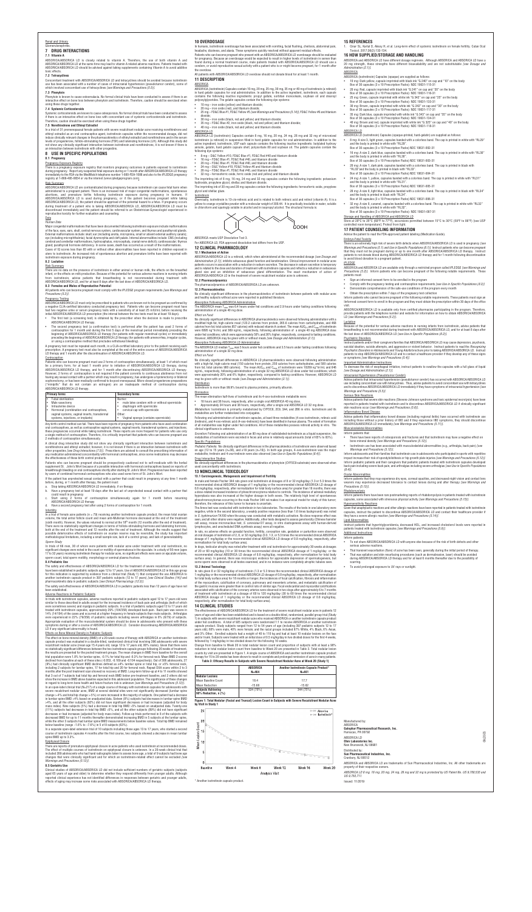Renal and Urinary
Glomerulonephritis

# 7 DRUG INTERACTIONS

## 7.1 Vitamin A

ABSORICA/ABSORICA LD is closely related to vitamin A. Therefore, the use of both vitamin A and ABSORICA/ABSORICA LD at the same time may lead to vitamin A related adverse reactions. Patients treated with ABSORICA/ABSORICA LD should be advised against taking supplements containing Vitamin A to avoid additive toxic effects.

## 7.2 Tetracyclines

Concomitant treatment with ABSORICA/ABSORICA LD and tetracyclines should be avoided because isotretinoin use has been associated with a number of cases of intracranial hypertension (pseudotumor cerebri), some of which involved concomitant use of tetracyclines *[see Warnings and Precautions (5.5)]*.

## 7.3 Phenytoin

Phenytoin is known to cause osteomalacia. No formal clinical trials have been conducted to assess if there is an interactive effect on bone loss between phenytoin and isotretinoin. Therefore, caution should be exercised when using these drugs together.

## 7.4 Systemic Corticosteroids

Systemic corticosteroids are known to cause osteoporosis. No formal clinical trials have been conducted to assess if there is an interactive effect on bone loss with concomitant use of systemic corticosteroids and isotretinoin. Therefore, caution should be exercised when using these drugs together.

## 7.5 Norethindrone and Ethinyl Estradiol

In a trial of 31 premenopausal female patients with severe recalcitrant nodular acne receiving norethindrone and ethinyl estradiol as an oral contraceptive agent, isotretinoin capsules within the recommended dosage, did not induce clinically relevant changes in the pharmacokinetics of ethinyl estradiol and norethindrone and in the serum levels of progesterone, follicle-stimulating hormone (FSH) and luteinizing hormone (LH). Although this study did not show any clinically significant interaction between isotretinoin and norethindrone, it is not known if there is an interaction between isotretinoin with other progestins.

# 8 USE IN SPECIFIC POPULATIONS

## 8.1 Pregnancy

Pregnancy Exposure Registry

There is a pregnancy exposure registry that monitors pregnancy outcomes in patients exposed to isotretinoin during pregnancy. Report any suspected fetal exposure during or 1 month after ABSORICA/ABSORICA LD therapy immediately to the FDA via the MedWatch telephone number 1-800-FDA-1088 and also to the iPLEDGE pregnancy registry at 1-866-495-0654 or via the internet (www.ipledgeprogram.com).

Risk Summary

ABSORICA/ABSORICA LD are contraindicated during pregnancy because isotretinoin can cause fetal harm when administered to a pregnant patient. There is an increased risk of major congenital malformations, spontaneous abortions, and premature births following isotretinoin exposure during pregnancy in humans. If ABSORICA/ABSORICA LD is used during pregnancy, or if the patient becomes pregnant while taking ABSORICA/ABSORICA LD, the patient should be apprised of the potential hazard to a fetus. If pregnancy occurs during treatment of a patient who is taking ABSORICA/ABSORICA LD, ABSORICA/ABSORICA LD must be discontinued immediately and the patient should be referred to an Obstetrician-Gynecologist experienced in reproductive toxicity for further evaluation and counseling.

Data

*Human Data*

Major congenital malformations that have been documented following isotretinoin exposure include malformations of the face, eyes, ears, skull, central nervous system, cardiovascular system, and thymus and parathyroid glands. External malformations include microtia or anotia (including smaller, missing, or small or absent external auditory canals); eye (including microphthalmia); facial dysmorphia and cleft palate. Internal abnormalities include: CNS (including cerebral and cerebellar malformations, hydrocephalus, microcephaly, cranial nerve deficits); cardiovascular; thymus gland; parathyroid hormone deficiency. In some cases, death has occurred as a result of the malformations.

Cases of IQ scores less than 85 with or without other abnormalities have been reported in children exposed in utero to isotretinoin. An increased risk of spontaneous abortions and premature births have been reported with isotretinoin exposure during pregnancy.

## 8.2 Lactation

Risk Summary

There are no data on the presence of isotretinoin in either animal or human milk, the effects on the breastfed infant, or the effects on milk production. Because of the potential for serious adverse reactions in nursing infants from isotretinoin, advise patients that breastfeeding is not recommended during treatment with ABSORICA/ABSORICA LD, and for at least 8 days after the last dose of ABSORICA/ABSORICA LD.

## 8.3 Females and Males of Reproductive Potential

All patients who can become pregnant must comply with the iPLEDGE program requirements *[see Warnings and Precautions (5.2)]*.

Pregnancy Testing

ABSORICA/ABSORICA LD must only be prescribed to patients who are known not to be pregnant as confirmed by a negative CLIA-certified laboratory conducted pregnancy test. Patients who can become pregnant must have had two negative urine or serum pregnancy tests with a sensitivity of at least 25 mIU/mL before receiving the initial ABSORICA/ABSORICA LD prescription (the interval between the two tests must be at least 19 days).

- The first test (a screening test) is obtained by the prescriber when the decision is made to prescribe ABSORICA/ABSORICA LD.
- The second pregnancy test (a confirmation test) is performed after the patient has used 2 forms of contraception for 1 month and during the first 5 days of the menstrual period immediately preceding the beginning of ABSORICA/ABSORICA LD therapy (for patients with regular menstrual cycles) or immediately preceding the beginning of ABSORICA/ABSORICA LD therapy (for patients with amenorrhea, irregular cycles, or using a contraceptive method that precludes withdrawal bleeding).

A pregnancy test must be repeated each month, in a CLIA-certified laboratory prior to the patient receiving each prescription. A pregnancy test must also be completed at the end of the entire course of ABSORICA/ABSORICA LD therapy and 1 month after the discontinuation of ABSORICA/ABSORICA LD.

Contraception

Patients who can become pregnant must use 2 forms of contraception simultaneously, at least 1 of which must be a primary form, for at least 1 month prior to initiation of ABSORICA/ABSORICA LD therapy, during ABSORICA/ABSORICA LD therapy, and for 1 month after discontinuing ABSORICA/ABSORICA LD therapy. However, 2 forms of contraception is not required if the patient commits to continuous abstinence from not having any sexual contact with a partner which may result in pregnancy, has undergone a hysterectomy or bilateral oophorectomy, or has been medically confirmed to be post-menopausal. Micro-dosed progesterone preparations ("minipills" that do not contain an estrogen) are an inadequate method of contraception during ABSORICA/ABSORICA LD therapy.

| Primary forms | Secondary forms |
|---|---|
| • Tubal sterilization<br>• Male vasectomy<br>• Intrauterine device<br>• Hormonal (combination oral contraceptives, vaginal systems, vaginal inserts, transdermal systems, injections, or implants) | Barrier:<br>• male latex condom with or without spermicide<br>• diaphragm with spermicide<br>• cervical cap with spermicide<br>Other:<br>• Vaginal sponge (contains spermicide) |

Any birth control method can fail. There have been reports of pregnancy from patients who have used combination oral contraceptives, as well as contraceptive vaginal systems, vaginal inserts, transdermal systems, and injections; these pregnancies occurred while taking isotretinoin. These reports are more frequent for patients who use only a single method of contraception. Therefore, it is critically important that patients who can become pregnant use 2 methods of contraception simultaneously.

A clinical drug interaction study did not show any clinically significant interaction between isotretinoin and norethindrone and ethinyl estradiol; however, it is not known if there is an interaction between isotretinoin with other progestins *[see Drug Interactions (7.5)]*. Prescribers are advised to consult the prescribing information of any medication administered concomitantly with hormonal contraceptives, since some medications may decrease the effectiveness of these birth control products.

Patients who can become pregnant should be prospectively cautioned not to self-medicate with the herbal supplement St. John's Wort because of a possible interaction with hormonal contraceptives based on reports of breakthrough bleeding on oral contraceptives shortly after starting St. John's Wort. Pregnancies have been reported by users of combined hormonal contraceptives who also used some form of St. John's Wort.

If the patient has unprotected sexual contact with a partner that could result in pregnancy at any time 1 month before, during, or 1 month after therapy, the patient must:

a. Stop taking ABSORICA/ABSORICA LD immediately, if on therapy
b. Have a pregnancy test at least 19 days after the last act of unprotected sexual contact with a partner that could result in pregnancy
c. Start using 2 forms of contraception simultaneously again for 1 month before resuming ABSORICA/ABSORICA LD therapy
d. Have a second pregnancy test after using 2 forms of contraception for 1 month.

Infertility

In a trial of female sex patients (n = 79) receiving another isotretinoin capsule product, the mean total ovarian volume, the total antral follicle count and mean anti-Mullerian hormone decreased at the end of the treatment (sixth month). However, the values returned to normal at the 18th month (12 months after the end of treatment). There were no statistically significant changes in terms of follicle-stimulating hormone and luteinizing hormone, both at the end of the treatment and 12 months after the end of treatment. Although the results suggest that possible deleterious effects of isotretinoin on ovarian reserve may be reversible, the study has important methodological limitations, including a small sample size, lack of a control group, and lack of generalizability.

*Sperm Study*

In trials of 66 men, 30 of whom were patients with nodular acne under treatment with oral isotretinoin, no significant changes were noted in the count or motility of spermatozoa in the ejaculate. In a study of 50 men (ages 17 to 32 years) receiving isotretinoin therapy for nodular acne, no significant effects were seen on ejaculate volume, sperm count, total sperm motility, morphology or seminal plasma fructose.

## 8.4 Pediatric Use

The safety and effectiveness of ABSORICA/ABSORICA LD for the treatment of severe recalcitrant nodular acne have been established in pediatric subjects ages 12 to 17 years. Use of ABSORICA/ABSORICA LD in this age group for this indication is supported by evidence from a clinical trial (Study 1) that compared the use ABSORICA to another isotretinoin capsule product in 397 pediatric subjects (12 to 17 years) *[see Clinical Studies (14)]* and pharmacokinetic data in pediatric subjects *[see Clinical Pharmacology (12.3)]*.

The safety and effectiveness of ABSORICA/ABSORICA LD in pediatric patients less than 12 years of age have not been established.

Adverse Reactions in Pediatric Subjects

In trials with isotretinoin capsules, adverse reactions reported in pediatric subjects aged 12 to 17 years old were similar to those described in adults except for the increased incidence of back pain and arthralgia (both of which were sometimes severe) and myalgia in pediatric subjects. In a trial of pediatric subjects aged 12 to 17 years old treated with isotretinoin capsules, approximately 29% (104/358) developed back pain. Back pain was severe in 14% (14/104) of the cases and occurred at a higher frequency in female subjects than male subjects. Arthralgias were experienced in 22% (79/358) of pediatric subjects including severe arthralgias in 8% (6/79) of subjects. Appropriate evaluation of the musculoskeletal system should be done in adolescents who present with these symptoms during or after a course of ABSORICA/ABSORICA LD. Consider discontinuing ABSORICA/ABSORICA LD if any significant abnormality is found.

Effects on Bone Mineral Density in Pediatric Subjects

The effect on bone mineral density (BMD) of a 20-week course of therapy with ABSORICA or another isotretinoin capsule product was evaluated in a double-blind, randomized clinical trial involving 396 adolescents with severe recalcitrant nodular acne (mean age 15.4 years old, range 12 to 17 years old, 80% males). Given that there were no statistically significant differences between the two isotretinoin capsule groups following 20 weeks of treatment, the results are presented for the pooled treatment groups. The mean changes in BMD from baseline for the overall trial population were 1.8% for lumbar spine, -0.1% for total hip and -0.3% for femoral neck. Mean BMD Z-scores declined from baseline at each of these sites (-0.053, -0.109 and -0.104 respectively). Out of 306 adolescents, 27 (9%) had clinically significant BMD declines defined as ≥4% lumbar spine or total hip, or ≥5% femoral neck, including 3 subjects for lumbar spine, 17 for total hip and 20 for femoral neck. Repeat DXA scans within 2 to 3 months after the post treatment scan showed no recovery of BMD. Long-term follow up at 4 to 11 months showed that 3 out of 7 subjects had total hip and femoral neck BMD below pre-treatment baseline, and 2 others did not show the increase in BMD above baseline expected in this adolescent population. The significance of these changes in regard to long-term bone health and future fracture risk is unknown *[see Warnings and Precautions (5.12)]*.

In an open-label clinical trial (N=217) of a single course of therapy with isotretinoin capsules for adolescents with severe recalcitrant nodular acne, BMD at several skeletal sites were not significantly decreased (lumbar spine change >-4% and total hip change >-5%) or were increased in the majority of subjects. One patient had a decrease in lumbar spine BMD >4% based on unadjusted data. Sixteen (8%) subjects had decreases in lumbar spine BMD >4%, and all the other subjects (92%) did not have significant decreases or had increases (adjusted for body mass index). Nine subjects (5%) had a decrease in total hip BMD >5% based on unadjusted data. Twenty-one (11%) subjects had decreases in total hip BMD >5%, and all the other subjects (89%) did not have significant decreases or had increases (adjusted for body mass index). Follow-up trials performed in 8 of the subjects with decreased BMD for up to 11 months thereafter demonstrated increasing BMD in 5 subjects at the lumbar spine, while the other 3 subjects had lumbar spine BMD measurements below baseline values. Total hip BMD remained below baseline (range -1.6% to -7.6%) in 5 of 8 subjects (63%).

In a separate open-label extension trial of 10 subjects including those ages 13 to 17 years, who started a second course of isotretinoin capsules 4 months after the first course, two subjects showed a decrease in mean lumbar spine BMD up to 3.5%.

Epiphyseal Closure

There are reports of premature epiphyseal closure in acne patients who used isotretinoin at recommended doses. The effect of multiple courses of isotretinoin on epiphyseal closure is unknown. In a 20-week clinical trial that included 289 adolescents who had hand radiographs taken to assess bone age, a total of 9 subjects had bone age changes that were clinically significant and for which an isotretinoin-related effect cannot be excluded *[see Warnings and Precautions (5.12)]*.

## 8.5 Geriatric Use

Clinical studies of ABSORICA/ABSORICA LD did not include sufficient numbers of geriatric subjects (subjects aged 65 years of age and older) to determine whether they respond differently from younger adult. Although reported clinical experience has not identified differences in responses between geriatric and younger adults, effects of aging may increase some risks associated with ABSORICA/ABSORICA LD therapy.

# 10 OVERDOSAGE

In humans, isotretinoin overdosage has been associated with vomiting, facial flushing, cheilosis, abdominal pain, headache, dizziness, and ataxia. These symptoms quickly resolved without apparent residual effects.

Patients who can become pregnant who present with ABSORICA/ABSORICA LD overdosage should be evaluated for pregnancy. Because an overdosage would be expected to result in higher levels of isotretinoin in semen than found during a normal treatment course, male patients treated with ABSORICA/ABSORICA LD should use a condom, or avoid reproductive sexual activity with a patient who is or might become pregnant, for 1 month after the overdose.

All patients with ABSORICA/ABSORICA LD overdose should not donate blood for at least 1 month.

# 11 DESCRIPTION

ABSORICA

ABSORICA (isotretinoin) Capsules contain 10 mg, 20 mg, 25 mg, 30 mg, 35 mg or 40 mg of isotretinoin (a retinoid) in hard gelatin capsules for oral administration. In addition to the active ingredient, isotretinoin, ABSORICA capsules contain the following inactive ingredients: propyl gallate, sorbitan monooleate, soybean oil and stearoyl polyoxylglycerides. The gelatin capsules contain the following dye systems:

- 10 mg – iron oxide (yellow) and titanium dioxide;
- 20 mg – iron oxide (red), and titanium dioxide;
- 25 mg – FD&C Blue #1, FD&C Yellow #5 *[see Warnings and Precautions (5.14)]*, FD&C Yellow #6 and titanium dioxide;
- 30 mg – iron oxide (black, red and yellow) and titanium dioxide;
- 35 mg – FD&C Blue #1, iron oxide (black, red and yellow) and titanium dioxide;
- 40 mg – iron oxide (black, red and yellow) and titanium dioxide.

ABSORICA LD

ABSORICA LD (isotretinoin) Capsules contain 8 mg, 16 mg, 20 mg, 24 mg, 28 mg and 32 mg of micronized isotretinoin (a retinoid) in suspension filled in hard gelatin capsules for oral administration. In addition to the active ingredient, isotretinoin, USP each capsule contains the following inactive ingredients: butylated hydroxy anisole, gelatin, hard gelatin capsule shell, polysorbate 80 and soybean oil. The gelatin capsules contain the following dye systems:

- 8 mg – D&C Yellow #10, FD&C Blue #1, FD&C Red #40 and titanium dioxide
- 16 mg – FD&C Blue #1, FD&C Red #40, and titanium dioxide
- 20 mg – FD&C Blue #1, FD&C Red #40, and titanium dioxide
- 24 mg – D&C Yellow #10, FD&C Yellow #6 and titanium dioxide
- 28 mg – FD&C Blue #1, FD&C Red #40, and titanium dioxide
- 32 mg – ferrosoferric oxide, iron oxide (red and yellow) and titanium dioxide

The imprinting ink of 8 mg, 16 mg, 24 mg and 32 mg capsules contain the following ingredients: potassium hydroxide, propylene glycol, shellac and titanium dioxide.

The imprinting ink of 20 mg and 28 mg capsules contain the following ingredients: ferrosoferric oxide, propylene glycol and shellac glaze.

Isotretinoin

Chemically, isotretinoin is 13-cis-retinoic acid and is related to both retinoic acid and retinol (vitamin A). It is a yellow to orange crystalline powder with a molecular weight of 300.44. It is practically insoluble in water, soluble in chloroform and sparingly soluble in alcohol and in isopropyl alcohol. The structural formula is:

COOH

ABSORICA meets USP Dissolution Test 3.

For ABSORICA LD, FDA approved dissolution test differs from the USP.

# 12 CLINICAL PHARMACOLOGY

## 12.1 Mechanism of Action

ABSORICA/ABSORICA LD is a retinoid, which when administered at the recommended dosage *[see Dosage and Administration (2.1)]*, inhibits sebaceous gland function and keratinization. Clinical improvement in nodular acne patients occurs in association with a reduction in sebum secretion. The decrease in sebum secretion is temporary and is related to the dose and duration of treatment with isotretinoin capsules and reflects a reduction in sebaceous gland size and an inhibition of sebaceous gland differentiation. The exact mechanism of action of ABSORICA/ABSORICA LD in the treatment of severe recalcitrant nodular acne is unknown.

## 12.2 Pharmacodynamics

The pharmacodynamics of ABSORICA/ABSORICA LD are unknown.

## 12.3 Pharmacokinetics

No clinically significant differences in the pharmacokinetics of isotretinoin between patients with nodular acne and healthy subjects without acne were reported in published literature.

Absorption Following ABSORICA Administration

The ABSORICA mean $T_{max}$ was 6.4 hours under fed conditions and 2.9 hours under fasting conditions following administration of a single 40 mg dose.

*Effect on Food*

No clinically significant differences in ABSORICA pharmacokinetics were observed following administration with a modified high-fat, high-calorie meal (123.2 calories from protein, 265.6 calories from carbohydrate, and 468 calories from fat; total calorie 857 calories) with reduced vitamin A content. The mean $AUC_{0-t}$ and $C_{max}$ of isotretinoin were 6095 ng*hr/mL and 395 ng/mL, respectively, following administration of a single 40 mg ABSORICA dose under fed conditions; which were approximately 83% and 86% higher, respectively, compared to fasting conditions. However, ABSORICA may be given with or without meals *[see Dosage and Administration (2.1)]*.

Absorption Following ABSORICA LD Administration

The ABSORICA LD median $T_{max}$ was 5 hours under fed conditions and 3.5 hours under fasting conditions following administration of a single 32 mg dose.

*Effect on Food*

No clinically significant differences in ABSORICA LD pharmacokinetics were observed following administration with a high-fat, high-calorie meal (150 calories from protein, 250 calories from carbohydrate, and 500 calories from fat; total calories 900 calories). The mean $AUC_{0-t}$ and $C_{max}$ of isotretinoin were 10269 ng*hr/mL and 646 ng/mL, respectively, following administration of a single 32 mg ABSORICA LD dose under fed conditions; which were approximately 20% and 6% higher, respectively, compared to fasting conditions. However, ABSORICA LD may be given with or without meals *[see Dosage and Administration (2.1)]*.

Distribution

Isotretinoin is more than 99.9% bound to plasma proteins, primarily albumin.

Elimination

The mean elimination half-lives of isotretinoin and its 4-oxo-isotretinoin metabolite were:

- 18 hours and 38 hours, respectively, after a single oral ABSORICA 40 mg dose.
- Approximately 24 hours and 38 hours, respectively, after a single oral ABSORICA LD 32 mg dose.

*Metabolism:* Isotretinoin is primarily metabolized by CYP2C8, 2C9, 3A4, and 2B6 in vitro. Isotretinoin and its metabolites are further metabolized into conjugates.

Following oral administration of isotretinoin capsules, at least three metabolites (4-oxo-isotretinoin, retinoic acid (tretinoin), and 4-oxo-retinoic acid (4-oxo-tretinoin)) have been identified in human plasma. The oral administration of all metabolites was higher under fed conditions. All of these metabolites possess retinoid activity in vitro. The clinical significance is unknown.

*Excretion:* Following oral administration of an 80 mg dose of radiolabeled-isotretinoin as a liquid suspension, the metabolites of isotretinoin were excreted in feces and urine in relatively equal amounts (total of 65% to 83%).

Specific Populations

*Pediatric Patients:* No clinically significant differences in the pharmacokinetics of isotretinoin were observed based on age (12 to 15 years (n=38), and ≥18 years (n=19)). In both age groups, 4-oxo-isotretinoin was the major metabolite; tretinoin and 4-oxo-tretinoin were also observed *[see Use in Specific Populations (8.4)]*.

Drug Interaction Studies

No clinically significant differences in the pharmacokinetics of phenytoin (CYP2C9 substrate) were observed when used concomitantly with isotretinoin.

# 13 NONCLINICAL TOXICOLOGY

## 13.1 Carcinogenesis, Mutagenesis and Impairment of Fertility

In male and female Fischer 344 rats given oral isotretinoin at dosages of 8 or 32 mg/kg/day (1.3 or 5.3 times the recommended clinical ABSORICA dosage of 1 mg/kg/day or the recommended clinical ABSORICA LD dosage of 0.8 mg/kg/day, respectively, after normalization for total body surface area) for greater than 18 months, there was a dose-related increased incidence of pheochromocytoma relative to controls. The incidence of adrenal medullary hyperplasia was also increased at the higher dosage in both sexes. The relatively high level of spontaneous pheochromocytomas occurring in the male Fischer 344 rat makes it an equivocal model for study of this tumor; therefore, the relevance of this tumor to humans is uncertain.

The Ames test was conducted with isotretinoin in two laboratories. The results of the tests in one laboratory were negative while in the second laboratory a weakly positive response (less than 1.6 times background) was noted in S. typhimurium TA100 when the assay was conducted with metabolic activation. No dose-response effect was seen, and all other strains were negative. Additionally, other tests designed to assess genotoxicity (Chinese hamster cell assay, mouse micronucleus test, S. cerevisiae D7 assay, in vitro clastogenesis assay with human-derived lymphocytes, and unscheduled DNA synthesis assay) were all negative.

In rats, no adverse effects on gonadal function, fertility, conception rate, gestation or parturition were observed at oral dosages of isotretinoin of 2, 8, or 32 mg/kg/day (0.3, 1.3, or 5.3 times the recommended clinical ABSORICA dosage of 1 mg/kg/day or the recommended clinical ABSORICA LD dosage of 0.8 mg/kg/day, respectively, after normalization for total body surface area).

In dogs, testicular atrophy was noted after treatment with oral isotretinoin for approximately 30 weeks at dosages of 20 or 60 mg/kg/day (10 or 30 times the recommended clinical ABSORICA dosage of 1 mg/kg/day or the recommended clinical ABSORICA LD dosage of 0.8 mg/kg/day, respectively, after normalization for total body surface area). In general, there was microscopic evidence for appreciable depression of spermatogenesis, but some sperm were observed in all testes examined, and in no instance were completely atrophic tubules seen.

## 13.2 Animal Toxicology

In rats given 8 or 32 mg/kg/day of isotretinoin (1.3 or 5.3 times the recommended clinical ABSORICA dosage of 1 mg/kg/day or the recommended clinical ABSORICA LD dosage of 0.8 mg/kg/day, respectively, after normalization for total body surface area) for 18 months or longer, the incidences of focal calcification, fibrosis and inflammation of the myocardium, calcification of coronary, pulmonary and mesenteric arteries, and metastatic calcification of the gastric mucosa were greater than in control rats of similar age. Focal endocardial and myocardial calcifications associated with calcification of the coronary arteries were observed in two dogs after approximately 6 to 7 months of treatment with isotretinoin at a dosage of 60 to 120 mg/kg/day (30 to 60 times the recommended clinical ABSORICA dosage of 1 mg/kg/day or the recommended clinical ABSORICA LD dosage of 0.8 mg/kg/day, respectively, after normalization for total body surface area).

# 14 CLINICAL STUDIES

The effectiveness of ABSORICA/ABSORICA LD for the treatment of severe recalcitrant nodular acne in patients 12 years of age and older has been established and is based on a double-blind, randomized, parallel group trial (Study 1) in subjects with severe recalcitrant nodular acne who received ABSORICA or another isotretinoin capsule product under fed conditions. A total of 925 subjects were randomized 1:1 to receive ABSORICA or another isotretinoin capsule product. Study subjects ranged from 12 to 54 years of age (including 397 pediatric subjects 12 to 17 years old); 68% were male, 40% were female; and the racial groups included 87% White, 4% Black, 6% Asian, and 3% Other. Enrolled subjects had a weight of 40 to 110 kg and had at least 10 nodular lesions on the face and/or trunk. Subjects were treated with an initial dose of 0.5 mg/kg/day in two divided doses for the first 4 weeks, followed by 1 mg/kg/day in two divided doses for the following 16 weeks.

Change from baseline to Week 20 in total nodular lesion count and proportion of subjects with at least a 90% reduction in total nodular lesion count from baseline to Week 20 are presented in Table 3. Total nodular lesion counts by visit are presented in Figure 1. A single course of ABSORICA and another isotretinoin capsule product therapy for 15 to 20 weeks has been shown to result in complete and prolonged remission of acne in many patients.

**Table 3: Efficacy Results in Subjects with Severe Recalcitrant Nodular Acne at Week 20 (Study 1)**

| | ABSORICA N=464 | Another Isotretinoin Capsule Product* N=461 |
|---|---|---|
| **Nodular Lesions** | | |
| Mean Baseline Count | 18.4 | 17.7 |
| Mean Reduction | -15.60 | -15.82 |
| **Subjects Achieving 90% Reduction, n (%)** | 324 (70%) | 344 (75%) |

**Figure 1: Total Nodular (Facial and Truncal) Lesion Count in Subjects with Severe Recalcitrant Nodular Acne by Visit in Study 1**

Mean Lesion Count
25
20
15
10
5
0
Baseline
Week 4
Week 8
Week 12
Week 16
Week 20
Analysis Visit
Absorica
Isotretinoin*

\* Another isotretinoin capsule product

# 15 REFERENCES

1. Cinar SL, Kartal D, Aksoy H, et al. Long-term effect of systemic isotretinoin on female fertility. Cutan Ocul Toxicol. 2017;36(2):132-134.

# 16 HOW SUPPLIED/STORAGE AND HANDLING

ABSORICA and ABSORICA LD have different dosage regimens. Although ABSORICA and ABSORICA LD have a 20 mg strength, these strengths have different bioavailability and are not substitutable *[see Dosage and Administration (2.1)]*.

ABSORICA

ABSORICA (isotretinoin) Capsules (opaque) are supplied as follows:

- 10 mg: Dark yellow, capsule imprinted with black ink "G 240" on cap and "10" on the body
  Box of 30 capsules (3 x 10 Prescription Packs): NDC 10631-115-31
- 20 mg: Red, capsule imprinted with black ink "G 241" on cap and "20" on the body
  Box of 30 capsules (3 x 10 Prescription Packs): NDC 10631-116-31
- 25 mg: Green, capsule imprinted with white ink "G 342" on cap and "25" on the body
  Box of 30 capsules (3 x 10 Prescription Packs): NDC 10631-133-31
- 30 mg: Brown, capsule imprinted with white ink "G 242" on cap and "30" on the body
  Box of 30 capsules (3 x 10 Prescription Packs): NDC 10631-117-31
- 35 mg: Dark blue, capsule imprinted with white ink "G 343" on cap and "35" on the body
  Box of 30 capsules (3 x 10 Prescription Packs): NDC 10631-134-31
- 40 mg: Brown and red, capsule imprinted with white ink "G 325" on cap and "40" on the body
  Box of 30 capsules (3 x 10 Prescription Packs): NDC 10631-118-31

ABSORICA LD

ABSORICA LD (isotretinoin) Capsules (opaque-printed, hard-gelatin) are supplied as follows:

- 8 mg: A size 3, light green, capsules banded with a colorless band. The cap is printed in white with "RL29" and the body is printed in white with "RL29".
  Box of 30 capsules (3 x 10 Prescription Packs) NDC 10631-802-31
- 16 mg: A size 2, dark blue, capsules banded with a colorless band. The cap is printed in white with "RL30" and the body is printed in white with "RL30".
  Box of 30 capsules (3 x 10 Prescription Packs) NDC 10631-803-31
- 20 mg: A size 1, dark pink, capsules banded with a colorless band. The cap is printed in black with "RL33" and the body is printed in black with "RL33".
  Box of 30 capsules (3 x 10 Prescription Packs) NDC 10631-804-31
- 24 mg: A size 1, yellow, capsules banded with a colorless band. The cap is printed in white with "RL31" and the body is printed in white with "RL31".
  Box of 30 capsules (3 x 10 Prescription Packs) NDC 10631-805-31
- 28 mg: A size 0, light blue, capsules banded with a colorless band. The cap is printed in white with "RL34" and the body is printed in black with "RL34".
  Box of 30 capsules (3 x 10 Prescription Packs) NDC 10631-806-31
- 32 mg: A size 0, caramel, capsules banded with a colorless band. The cap is printed in white with "RL32" and the body is printed in white with "RL32".
  Box of 30 capsules (3 x 10 Prescription Packs) NDC 10631-807-31

Storage and Handling of ABSORICA and ABSORICA LD

Store at 20°C to 25°C (68°F to 77°F); excursions permitted between 15°C to 30°C (59°F to 86°F) [see USP controlled room temperature]. Protect from light.

# 17 PATIENT COUNSELING INFORMATION

Advise the patient to read the FDA-approved patient labeling (Medication Guide).

Embryo-Fetal Toxicity

There is an extremely high risk of severe birth defects when ABSORICA/ABSORICA LD is used in pregnancy *[see Warnings and Precautions (5.1) and Use in Specific Populations (8.1)]*. Instruct patients who can become pregnant that they must not be pregnant during or up to one month after ABSORICA/ABSORICA LD therapy. Instruct patients to not donate blood during ABSORICA/ABSORICA LD therapy and for 1 month following discontinuation to avoid blood donation to a pregnant patient.

iPLEDGE

ABSORICA and ABSORICA LD are available only through a restricted program called iPLEDGE *[see Warnings and Precautions (5.2)]*. Inform patients who can become pregnant of the following notable requirements. These patients must:

- Sign an informed consent form to be enrolled in the program
- Comply with the pregnancy testing and contraceptive requirements *[see Use in Specific Populations (8.3)]*.
- Demonstrate comprehension of the safe-use conditions of the program every month
- Obtain the prescription within 7 days of the pregnancy test collection

Inform patients who cannot become pregnant of the following notable requirements. These patients must sign an informed consent form to enroll in the program and they must obtain the prescription within 30 days of the office visit.

ABSORICA/ABSORICA LD is available only from certified pharmacies participating in the program. Therefore, provide patients with the telephone number and website for information on how to obtain ABSORICA/ABSORICA LD *[see Warnings and Precautions (5.2)]*.

Lactation

Because of the potential for serious adverse reactions in nursing infants from isotretinoin, advise patients that breastfeeding is not recommended during treatment with ABSORICA/ABSORICA LD, and for at least 8 days after the last dose of ABSORICA/ABSORICA LD *[see Use in Specific Populations (8.2)]*.

Psychiatric Disorders

Instruct patients and/or their caregivers/families that ABSORICA/ABSORICA LD may cause depression, psychosis, suicidal ideation, suicide attempts, and aggressive or violent behavior. Instruct patients to read the *Recognizing Psychiatric Disorders in Adolescents and Young Adults* brochure prior to taking ABSORICA/ABSORICA LD. Instruct patients to stop ABSORICA/ABSORICA LD and to contact a healthcare provider if they develop any of these signs or symptoms *[see Warnings and Precautions (5.4)]*.

Important Administration Instructions

To decrease the risk of esophageal irritation, instruct patients to swallow the capsules with a full glass of liquid *[see Dosage and Administration (2.1)]*.

Intracranial Hypertension (Pseudotumor Cerebri)

Advise patients that intracranial hypertension (pseudotumor cerebri) has occurred with ABSORICA/ABSORICA LD use including concomitant use with tetracyclines. Thus, advise patients to avoid concomitant use with tetracyclines and to discontinue ABSORICA/ABSORICA LD immediately if they have symptoms of intracranial hypertension *[see Warnings and Precautions (5.5)]*.

Serious Skin Reactions

Advise patients that severe skin reactions (Stevens-Johnson syndrome and toxic epidermal necrolysis) have been reported in patients treated with isotretinoin and to discontinue ABSORICA/ABSORICA LD if clinically significant skin reactions occur *[see Warnings and Precautions (5.6)]*.

Inflammatory Bowel Disease

Advise patients that inflammatory bowel disease (including regional ileitis) have occurred with isotretinoin use including those without a prior history of IBD and if they experience IBD symptoms, they should discontinue ABSORICA/ABSORICA LD immediately *[see Warnings and Precautions (5.11)]*.

Musculoskeletal Abnormalities

Inform the patient that:

- There have been reports of osteoporosis and fractures and that isotretinoin may have a negative effect on bone mineral density *[see Warnings and Precautions (5.12)]*.
- Isotretinoin use has been associated with musculoskeletal abnormalities (e.g., arthralgia, back pain) *[see Warnings and Precautions (5.12)]*.

Inform adolescents and their families that isotretinoin use in adolescents who participated in sports with repetitive impact increase their risk of spondylolisthesis or for growth plate injuries *[see Warnings and Precautions (5.12)]*. Inform pediatric patients and their caregivers that pediatric patients treated with isotretinoin capsules developed back pain including severe back pain, and arthralgia including severe arthralgia *[see Use in Specific Populations (8.4)]*.

Ocular Abnormalities

Inform patients that they may experience dry eyes, corneal opacities, and decreased night vision and contact lens wearers may experience decreased tolerance to contact lenses during and after therapy *[see Warnings and Precautions (5.13)]*.

Rhabdomyolysis

Inform patients that there have been rare postmarketing reports of rhabdomyolysis in patients treated with isotretinoin capsules, some associated with strenuous physical activity *[see Warnings and Precautions (5.15)]*.

Hypersensitivity Reactions

Given that anaphylactic reactions and other allergic reactions have been reported in patients treated with isotretinoin capsules, instruct the patient to discontinue ABSORICA/ABSORICA LD and contact their healthcare provider if they have a severe allergic reaction *[see Warnings and Precautions (5.14)]*.

Lipid Abnormalities

Instruct patients that hypertriglyceridemia, decreased HDL, and increased cholesterol levels were reported in patients treated with isotretinoin capsules *[see Warnings and Precautions (5.8)]*.

Additional Instructions

Inform patients:

- To not share ABSORICA/ABSORICA LD with anyone else because of the risk of birth defects and other serious adverse reactions.
- That transient exacerbation (flare) of acne has been seen, generally during the initial period of therapy.
- That wax epilation and skin resurfacing procedures (such as dermabrasion, laser) should be avoided during ABSORICA/ABSORICA LD therapy and for at least 6 months thereafter due to the possibility of scarring.
- To avoid prolonged exposure to UV rays or sunlight.

Manufactured by:
ABSORICA
**Galephar Pharmaceutical Research, Inc.**
Humacao, PR 00792

ABSORICA LD
**Ohm Laboratories Inc.**
New Brunswick, NJ 08901

Distributed by:
**Sun Pharmaceutical Industries, Inc.**
Cranbury, NJ 08512

ABSORICA and ABSORICA LD are trademarks of Sun Pharmaceutical Industries, Inc. All other trademarks are property of their respective owners.

*ABSORICA LD 8 mg, 16 mg, 20 mg, 24 mg, 28 mg and 32 mg is protected by US Patent No. US 8,758,826 and US 9,750,711.*

Issued: 11/2019